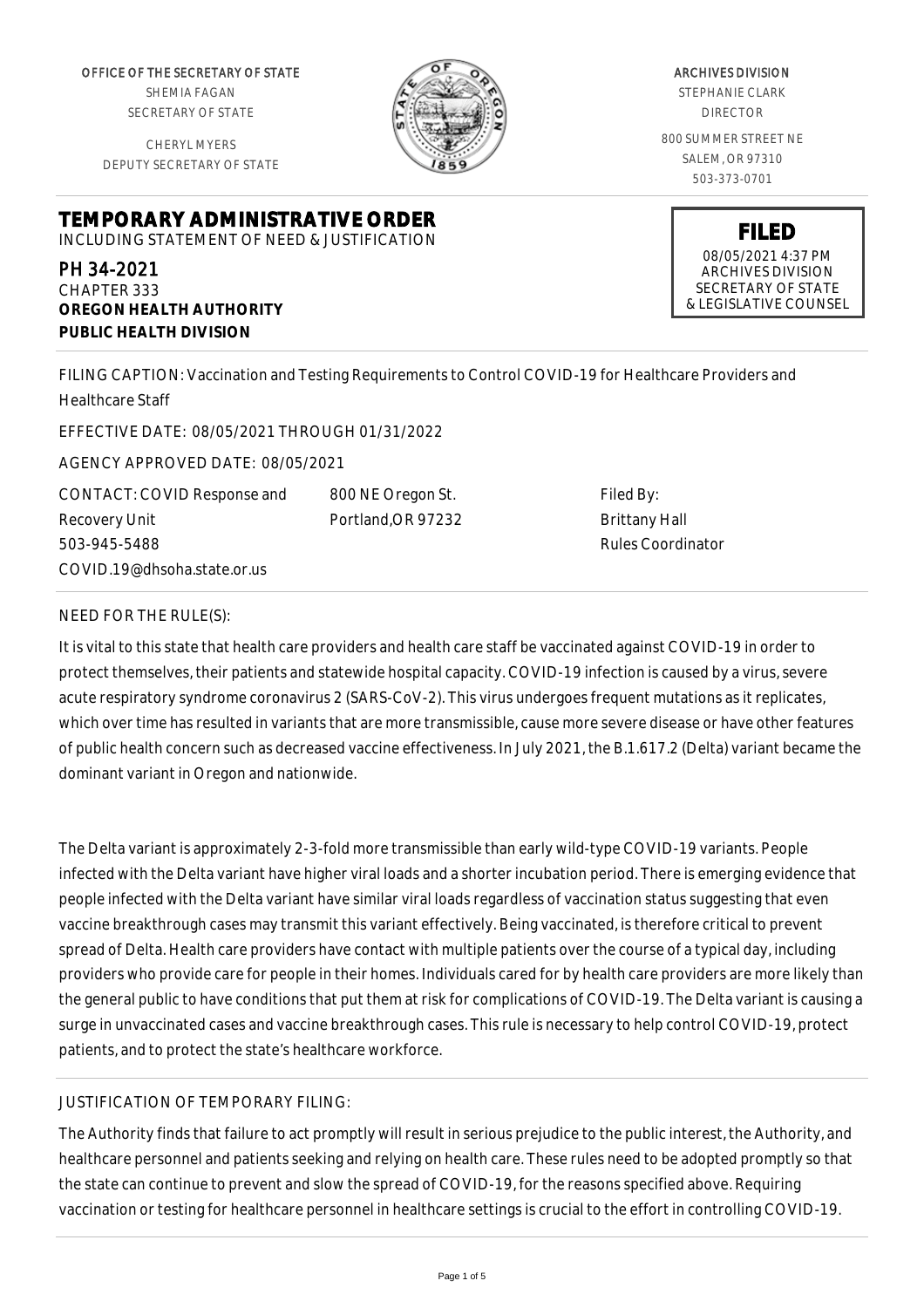OFFICE OF THE SECRETARY OF STATE
SHEMIA FAGAN
SECRETARY OF STATE

CHERYL MYERS
DEPUTY SECRETARY OF STATE

ARCHIVES DIVISION
STEPHANIE CLARK
DIRECTOR

800 SUMMER STREET NE
SALEM, OR 97310
503-373-0701

**FILED**
08/05/2021 4:37 PM
ARCHIVES DIVISION
SECRETARY OF STATE
& LEGISLATIVE COUNSEL

# TEMPORARY ADMINISTRATIVE ORDER

INCLUDING STATEMENT OF NEED & JUSTIFICATION

PH 34-2021
CHAPTER 333
**OREGON HEALTH AUTHORITY**
**PUBLIC HEALTH DIVISION**

FILING CAPTION: Vaccination and Testing Requirements to Control COVID-19 for Healthcare Providers and Healthcare Staff

EFFECTIVE DATE: 08/05/2021 THROUGH 01/31/2022

AGENCY APPROVED DATE: 08/05/2021

CONTACT: COVID Response and Recovery Unit
503-945-5488
COVID.19@dhsoha.state.or.us

800 NE Oregon St.
Portland,OR 97232

Filed By:
Brittany Hall
Rules Coordinator

NEED FOR THE RULE(S):

It is vital to this state that health care providers and health care staff be vaccinated against COVID-19 in order to protect themselves, their patients and statewide hospital capacity. COVID-19 infection is caused by a virus, severe acute respiratory syndrome coronavirus 2 (SARS-CoV-2). This virus undergoes frequent mutations as it replicates, which over time has resulted in variants that are more transmissible, cause more severe disease or have other features of public health concern such as decreased vaccine effectiveness. In July 2021, the B.1.617.2 (Delta) variant became the dominant variant in Oregon and nationwide.

The Delta variant is approximately 2-3-fold more transmissible than early wild-type COVID-19 variants. People infected with the Delta variant have higher viral loads and a shorter incubation period. There is emerging evidence that people infected with the Delta variant have similar viral loads regardless of vaccination status suggesting that even vaccine breakthrough cases may transmit this variant effectively. Being vaccinated, is therefore critical to prevent spread of Delta. Health care providers have contact with multiple patients over the course of a typical day, including providers who provide care for people in their homes. Individuals cared for by health care providers are more likely than the general public to have conditions that put them at risk for complications of COVID-19. The Delta variant is causing a surge in unvaccinated cases and vaccine breakthrough cases. This rule is necessary to help control COVID-19, protect patients, and to protect the state's healthcare workforce.

JUSTIFICATION OF TEMPORARY FILING:

The Authority finds that failure to act promptly will result in serious prejudice to the public interest, the Authority, and healthcare personnel and patients seeking and relying on health care. These rules need to be adopted promptly so that the state can continue to prevent and slow the spread of COVID-19, for the reasons specified above. Requiring vaccination or testing for healthcare personnel in healthcare settings is crucial to the effort in controlling COVID-19.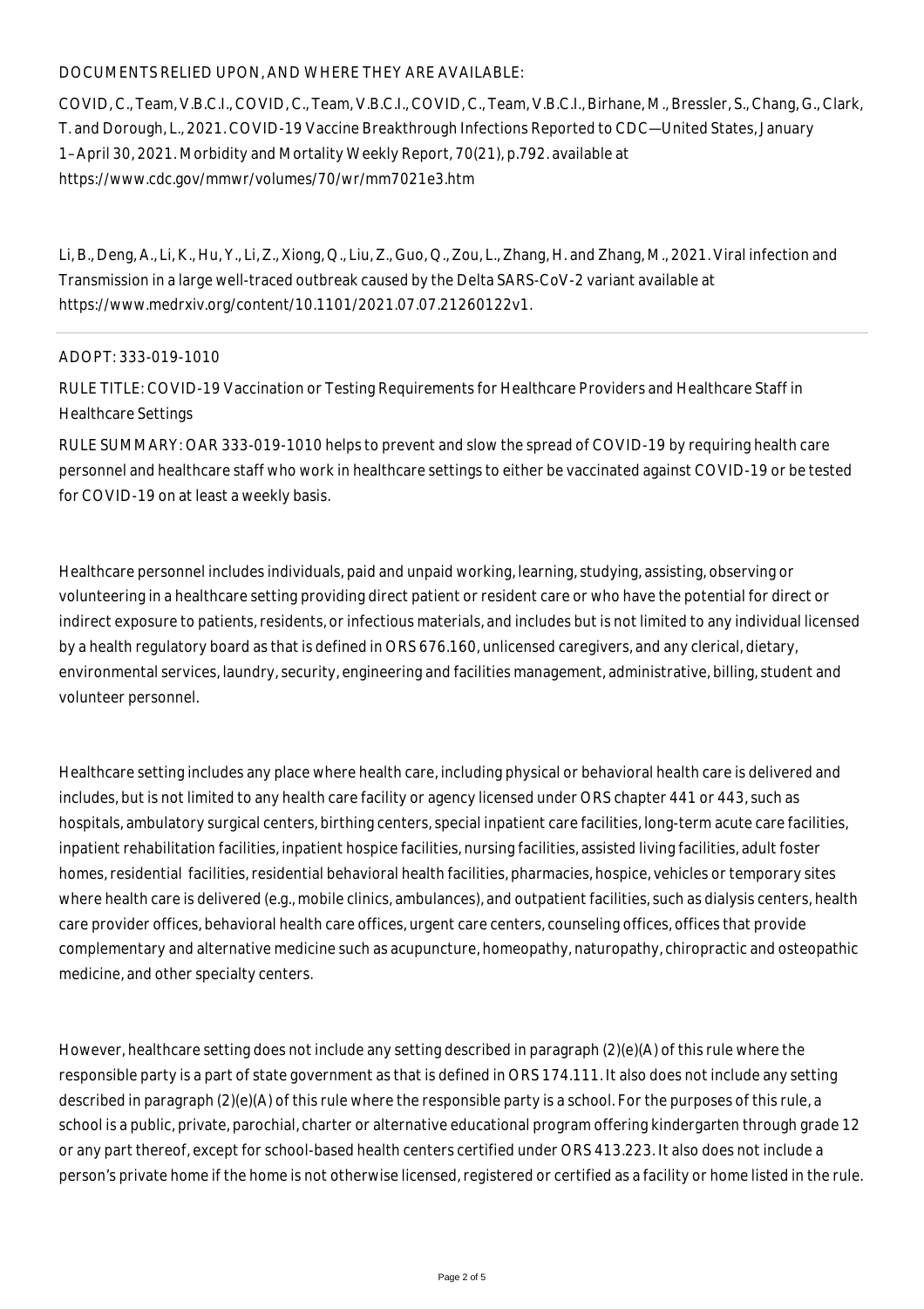DOCUMENTS RELIED UPON, AND WHERE THEY ARE AVAILABLE:

COVID, C., Team, V.B.C.I., COVID, C., Team, V.B.C.I., COVID, C., Team, V.B.C.I., Birhane, M., Bressler, S., Chang, G., Clark, T. and Dorough, L., 2021. COVID-19 Vaccine Breakthrough Infections Reported to CDC—United States, January 1–April 30, 2021. Morbidity and Mortality Weekly Report, 70(21), p.792. available at https://www.cdc.gov/mmwr/volumes/70/wr/mm7021e3.htm

Li, B., Deng, A., Li, K., Hu, Y., Li, Z., Xiong, Q., Liu, Z., Guo, Q., Zou, L., Zhang, H. and Zhang, M., 2021. Viral infection and Transmission in a large well-traced outbreak caused by the Delta SARS-CoV-2 variant available at https://www.medrxiv.org/content/10.1101/2021.07.07.21260122v1.

---

ADOPT: 333-019-1010

RULE TITLE: COVID-19 Vaccination or Testing Requirements for Healthcare Providers and Healthcare Staff in Healthcare Settings

RULE SUMMARY: OAR 333-019-1010 helps to prevent and slow the spread of COVID-19 by requiring health care personnel and healthcare staff who work in healthcare settings to either be vaccinated against COVID-19 or be tested for COVID-19 on at least a weekly basis.

Healthcare personnel includes individuals, paid and unpaid working, learning, studying, assisting, observing or volunteering in a healthcare setting providing direct patient or resident care or who have the potential for direct or indirect exposure to patients, residents, or infectious materials, and includes but is not limited to any individual licensed by a health regulatory board as that is defined in ORS 676.160, unlicensed caregivers, and any clerical, dietary, environmental services, laundry, security, engineering and facilities management, administrative, billing, student and volunteer personnel.

Healthcare setting includes any place where health care, including physical or behavioral health care is delivered and includes, but is not limited to any health care facility or agency licensed under ORS chapter 441 or 443, such as hospitals, ambulatory surgical centers, birthing centers, special inpatient care facilities, long-term acute care facilities, inpatient rehabilitation facilities, inpatient hospice facilities, nursing facilities, assisted living facilities, adult foster homes, residential facilities, residential behavioral health facilities, pharmacies, hospice, vehicles or temporary sites where health care is delivered (e.g., mobile clinics, ambulances), and outpatient facilities, such as dialysis centers, health care provider offices, behavioral health care offices, urgent care centers, counseling offices, offices that provide complementary and alternative medicine such as acupuncture, homeopathy, naturopathy, chiropractic and osteopathic medicine, and other specialty centers.

However, healthcare setting does not include any setting described in paragraph (2)(e)(A) of this rule where the responsible party is a part of state government as that is defined in ORS 174.111. It also does not include any setting described in paragraph (2)(e)(A) of this rule where the responsible party is a school. For the purposes of this rule, a school is a public, private, parochial, charter or alternative educational program offering kindergarten through grade 12 or any part thereof, except for school-based health centers certified under ORS 413.223. It also does not include a person's private home if the home is not otherwise licensed, registered or certified as a facility or home listed in the rule.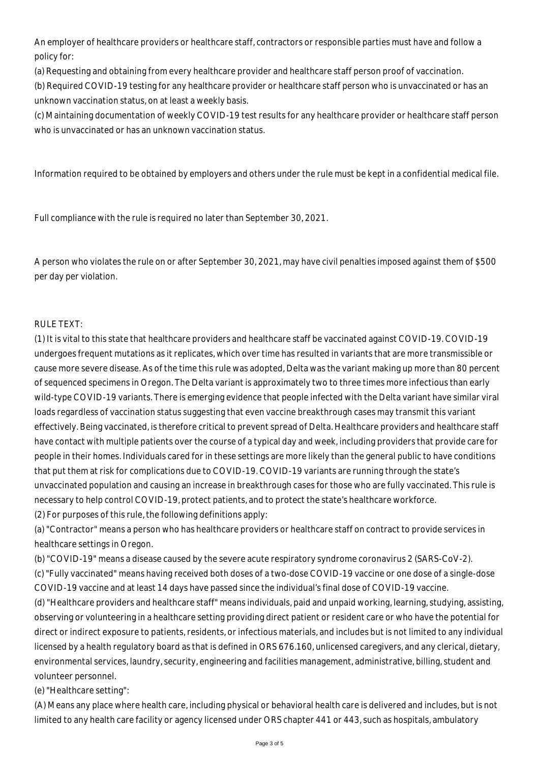An employer of healthcare providers or healthcare staff, contractors or responsible parties must have and follow a policy for:

(a) Requesting and obtaining from every healthcare provider and healthcare staff person proof of vaccination.

(b) Required COVID-19 testing for any healthcare provider or healthcare staff person who is unvaccinated or has an unknown vaccination status, on at least a weekly basis.

(c) Maintaining documentation of weekly COVID-19 test results for any healthcare provider or healthcare staff person who is unvaccinated or has an unknown vaccination status.

Information required to be obtained by employers and others under the rule must be kept in a confidential medical file.

Full compliance with the rule is required no later than September 30, 2021.

A person who violates the rule on or after September 30, 2021, may have civil penalties imposed against them of $500 per day per violation.

RULE TEXT:

(1) It is vital to this state that healthcare providers and healthcare staff be vaccinated against COVID-19. COVID-19 undergoes frequent mutations as it replicates, which over time has resulted in variants that are more transmissible or cause more severe disease. As of the time this rule was adopted, Delta was the variant making up more than 80 percent of sequenced specimens in Oregon. The Delta variant is approximately two to three times more infectious than early wild-type COVID-19 variants. There is emerging evidence that people infected with the Delta variant have similar viral loads regardless of vaccination status suggesting that even vaccine breakthrough cases may transmit this variant effectively. Being vaccinated, is therefore critical to prevent spread of Delta. Healthcare providers and healthcare staff have contact with multiple patients over the course of a typical day and week, including providers that provide care for people in their homes. Individuals cared for in these settings are more likely than the general public to have conditions that put them at risk for complications due to COVID-19. COVID-19 variants are running through the state's unvaccinated population and causing an increase in breakthrough cases for those who are fully vaccinated. This rule is necessary to help control COVID-19, protect patients, and to protect the state's healthcare workforce.

(2) For purposes of this rule, the following definitions apply:

(a) "Contractor" means a person who has healthcare providers or healthcare staff on contract to provide services in healthcare settings in Oregon.

(b) "COVID-19" means a disease caused by the severe acute respiratory syndrome coronavirus 2 (SARS-CoV-2).

(c) "Fully vaccinated" means having received both doses of a two-dose COVID-19 vaccine or one dose of a single-dose COVID-19 vaccine and at least 14 days have passed since the individual's final dose of COVID-19 vaccine.

(d) "Healthcare providers and healthcare staff" means individuals, paid and unpaid working, learning, studying, assisting, observing or volunteering in a healthcare setting providing direct patient or resident care or who have the potential for direct or indirect exposure to patients, residents, or infectious materials, and includes but is not limited to any individual licensed by a health regulatory board as that is defined in ORS 676.160, unlicensed caregivers, and any clerical, dietary, environmental services, laundry, security, engineering and facilities management, administrative, billing, student and volunteer personnel.

(e) "Healthcare setting":

(A) Means any place where health care, including physical or behavioral health care is delivered and includes, but is not limited to any health care facility or agency licensed under ORS chapter 441 or 443, such as hospitals, ambulatory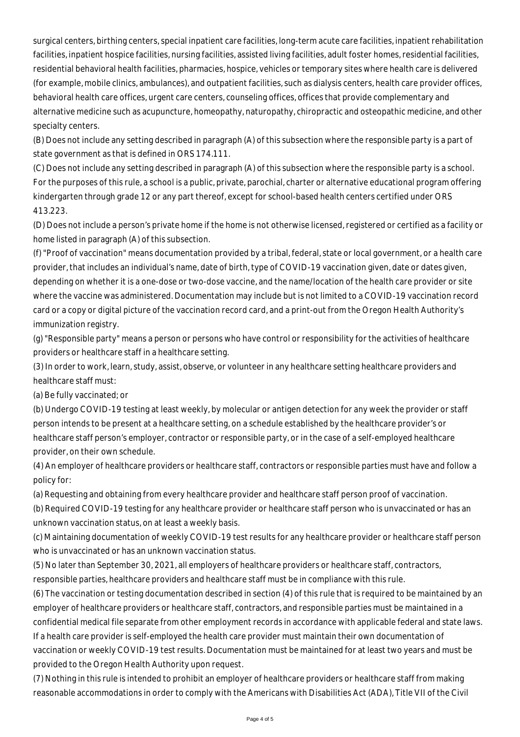surgical centers, birthing centers, special inpatient care facilities, long-term acute care facilities, inpatient rehabilitation facilities, inpatient hospice facilities, nursing facilities, assisted living facilities, adult foster homes, residential facilities, residential behavioral health facilities, pharmacies, hospice, vehicles or temporary sites where health care is delivered (for example, mobile clinics, ambulances), and outpatient facilities, such as dialysis centers, health care provider offices, behavioral health care offices, urgent care centers, counseling offices, offices that provide complementary and alternative medicine such as acupuncture, homeopathy, naturopathy, chiropractic and osteopathic medicine, and other specialty centers.

(B) Does not include any setting described in paragraph (A) of this subsection where the responsible party is a part of state government as that is defined in ORS 174.111.

(C) Does not include any setting described in paragraph (A) of this subsection where the responsible party is a school. For the purposes of this rule, a school is a public, private, parochial, charter or alternative educational program offering kindergarten through grade 12 or any part thereof, except for school-based health centers certified under ORS 413.223.

(D) Does not include a person's private home if the home is not otherwise licensed, registered or certified as a facility or home listed in paragraph (A) of this subsection.

(f) "Proof of vaccination" means documentation provided by a tribal, federal, state or local government, or a health care provider, that includes an individual's name, date of birth, type of COVID-19 vaccination given, date or dates given, depending on whether it is a one-dose or two-dose vaccine, and the name/location of the health care provider or site where the vaccine was administered. Documentation may include but is not limited to a COVID-19 vaccination record card or a copy or digital picture of the vaccination record card, and a print-out from the Oregon Health Authority's immunization registry.

(g) "Responsible party" means a person or persons who have control or responsibility for the activities of healthcare providers or healthcare staff in a healthcare setting.

(3) In order to work, learn, study, assist, observe, or volunteer in any healthcare setting healthcare providers and healthcare staff must:

(a) Be fully vaccinated; or

(b) Undergo COVID-19 testing at least weekly, by molecular or antigen detection for any week the provider or staff person intends to be present at a healthcare setting, on a schedule established by the healthcare provider's or healthcare staff person's employer, contractor or responsible party, or in the case of a self-employed healthcare provider, on their own schedule.

(4) An employer of healthcare providers or healthcare staff, contractors or responsible parties must have and follow a policy for:

(a) Requesting and obtaining from every healthcare provider and healthcare staff person proof of vaccination.

(b) Required COVID-19 testing for any healthcare provider or healthcare staff person who is unvaccinated or has an unknown vaccination status, on at least a weekly basis.

(c) Maintaining documentation of weekly COVID-19 test results for any healthcare provider or healthcare staff person who is unvaccinated or has an unknown vaccination status.

(5) No later than September 30, 2021, all employers of healthcare providers or healthcare staff, contractors, responsible parties, healthcare providers and healthcare staff must be in compliance with this rule.

(6) The vaccination or testing documentation described in section (4) of this rule that is required to be maintained by an employer of healthcare providers or healthcare staff, contractors, and responsible parties must be maintained in a confidential medical file separate from other employment records in accordance with applicable federal and state laws. If a health care provider is self-employed the health care provider must maintain their own documentation of vaccination or weekly COVID-19 test results. Documentation must be maintained for at least two years and must be provided to the Oregon Health Authority upon request.

(7) Nothing in this rule is intended to prohibit an employer of healthcare providers or healthcare staff from making reasonable accommodations in order to comply with the Americans with Disabilities Act (ADA), Title VII of the Civil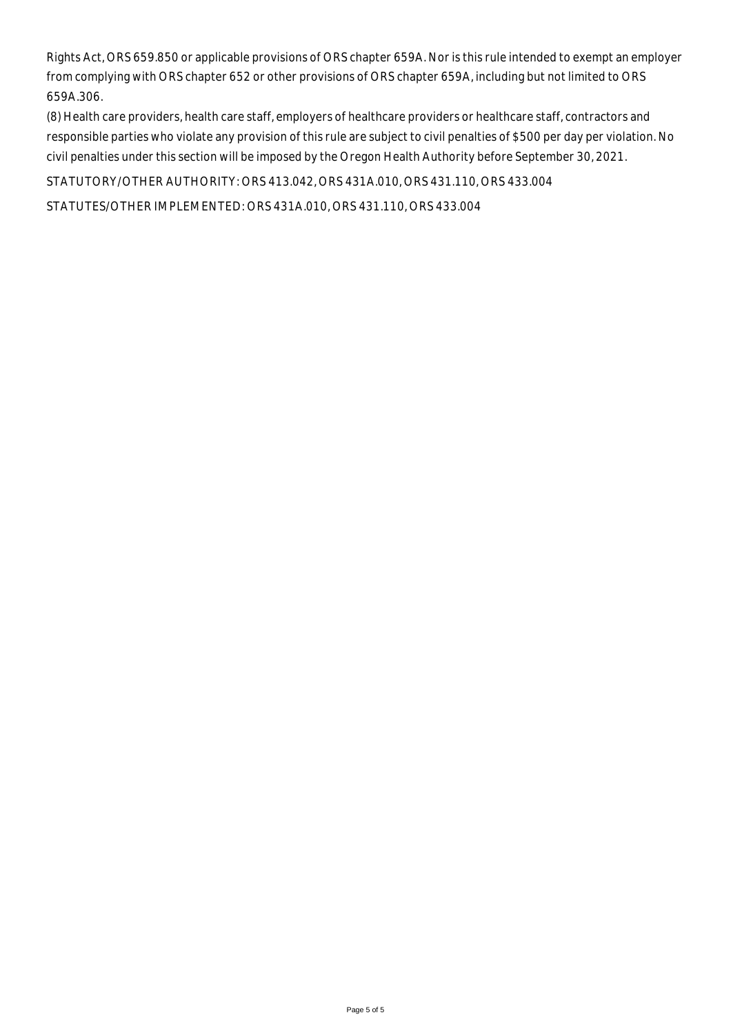Rights Act, ORS 659.850 or applicable provisions of ORS chapter 659A. Nor is this rule intended to exempt an employer from complying with ORS chapter 652 or other provisions of ORS chapter 659A, including but not limited to ORS 659A.306.

(8) Health care providers, health care staff, employers of healthcare providers or healthcare staff, contractors and responsible parties who violate any provision of this rule are subject to civil penalties of $500 per day per violation. No civil penalties under this section will be imposed by the Oregon Health Authority before September 30, 2021.

STATUTORY/OTHER AUTHORITY: ORS 413.042, ORS 431A.010, ORS 431.110, ORS 433.004

STATUTES/OTHER IMPLEMENTED: ORS 431A.010, ORS 431.110, ORS 433.004